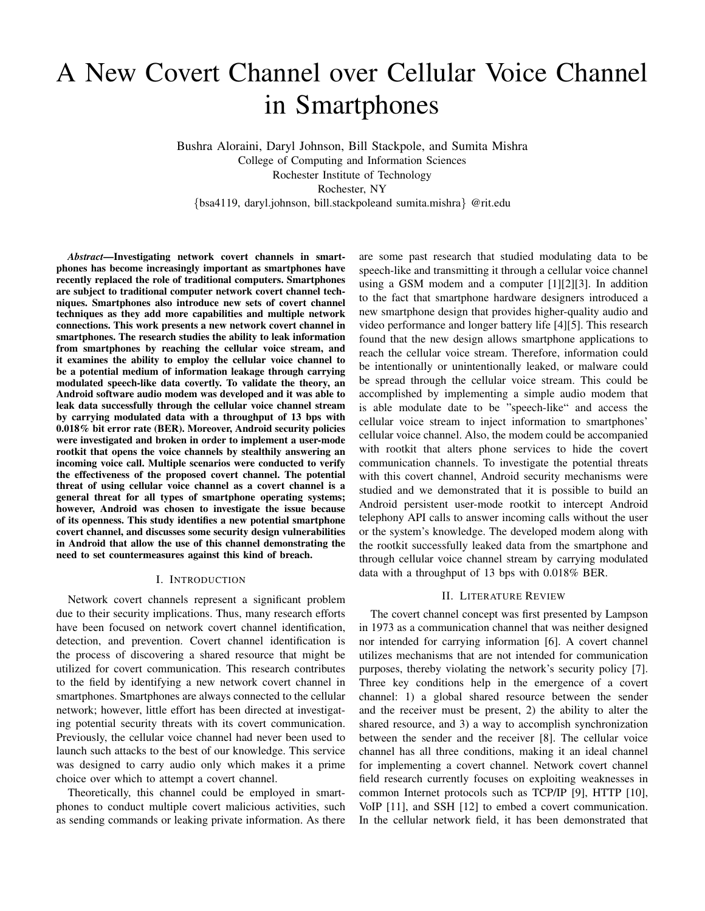# A New Covert Channel over Cellular Voice Channel in Smartphones

Bushra Aloraini, Daryl Johnson, Bill Stackpole, and Sumita Mishra
College of Computing and Information Sciences
Rochester Institute of Technology
Rochester, NY
{bsa4119, daryl.johnson, bill.stackpoleand sumita.mishra} @rit.edu

***Abstract*—Investigating network covert channels in smartphones has become increasingly important as smartphones have recently replaced the role of traditional computers. Smartphones are subject to traditional computer network covert channel techniques. Smartphones also introduce new sets of covert channel techniques as they add more capabilities and multiple network connections. This work presents a new network covert channel in smartphones. The research studies the ability to leak information from smartphones by reaching the cellular voice stream, and it examines the ability to employ the cellular voice channel to be a potential medium of information leakage through carrying modulated speech-like data covertly. To validate the theory, an Android software audio modem was developed and it was able to leak data successfully through the cellular voice channel stream by carrying modulated data with a throughput of 13 bps with 0.018% bit error rate (BER). Moreover, Android security policies were investigated and broken in order to implement a user-mode rootkit that opens the voice channels by stealthily answering an incoming voice call. Multiple scenarios were conducted to verify the effectiveness of the proposed covert channel. The potential threat of using cellular voice channel as a covert channel is a general threat for all types of smartphone operating systems; however, Android was chosen to investigate the issue because of its openness. This study identifies a new potential smartphone covert channel, and discusses some security design vulnerabilities in Android that allow the use of this channel demonstrating the need to set countermeasures against this kind of breach.**

## I. Introduction

Network covert channels represent a significant problem due to their security implications. Thus, many research efforts have been focused on network covert channel identification, detection, and prevention. Covert channel identification is the process of discovering a shared resource that might be utilized for covert communication. This research contributes to the field by identifying a new network covert channel in smartphones. Smartphones are always connected to the cellular network; however, little effort has been directed at investigating potential security threats with its covert communication. Previously, the cellular voice channel had never been used to launch such attacks to the best of our knowledge. This service was designed to carry audio only which makes it a prime choice over which to attempt a covert channel.

Theoretically, this channel could be employed in smartphones to conduct multiple covert malicious activities, such as sending commands or leaking private information. As there are some past research that studied modulating data to be speech-like and transmitting it through a cellular voice channel using a GSM modem and a computer [1][2][3]. In addition to the fact that smartphone hardware designers introduced a new smartphone design that provides higher-quality audio and video performance and longer battery life [4][5]. This research found that the new design allows smartphone applications to reach the cellular voice stream. Therefore, information could be intentionally or unintentionally leaked, or malware could be spread through the cellular voice stream. This could be accomplished by implementing a simple audio modem that is able modulate date to be "speech-like" and access the cellular voice stream to inject information to smartphones' cellular voice channel. Also, the modem could be accompanied with rootkit that alters phone services to hide the covert communication channels. To investigate the potential threats with this covert channel, Android security mechanisms were studied and we demonstrated that it is possible to build an Android persistent user-mode rootkit to intercept Android telephony API calls to answer incoming calls without the user or the system's knowledge. The developed modem along with the rootkit successfully leaked data from the smartphone and through cellular voice channel stream by carrying modulated data with a throughput of 13 bps with 0.018% BER.

## II. Literature Review

The covert channel concept was first presented by Lampson in 1973 as a communication channel that was neither designed nor intended for carrying information [6]. A covert channel utilizes mechanisms that are not intended for communication purposes, thereby violating the network's security policy [7]. Three key conditions help in the emergence of a covert channel: 1) a global shared resource between the sender and the receiver must be present, 2) the ability to alter the shared resource, and 3) a way to accomplish synchronization between the sender and the receiver [8]. The cellular voice channel has all three conditions, making it an ideal channel for implementing a covert channel. Network covert channel field research currently focuses on exploiting weaknesses in common Internet protocols such as TCP/IP [9], HTTP [10], VoIP [11], and SSH [12] to embed a covert communication. In the cellular network field, it has been demonstrated that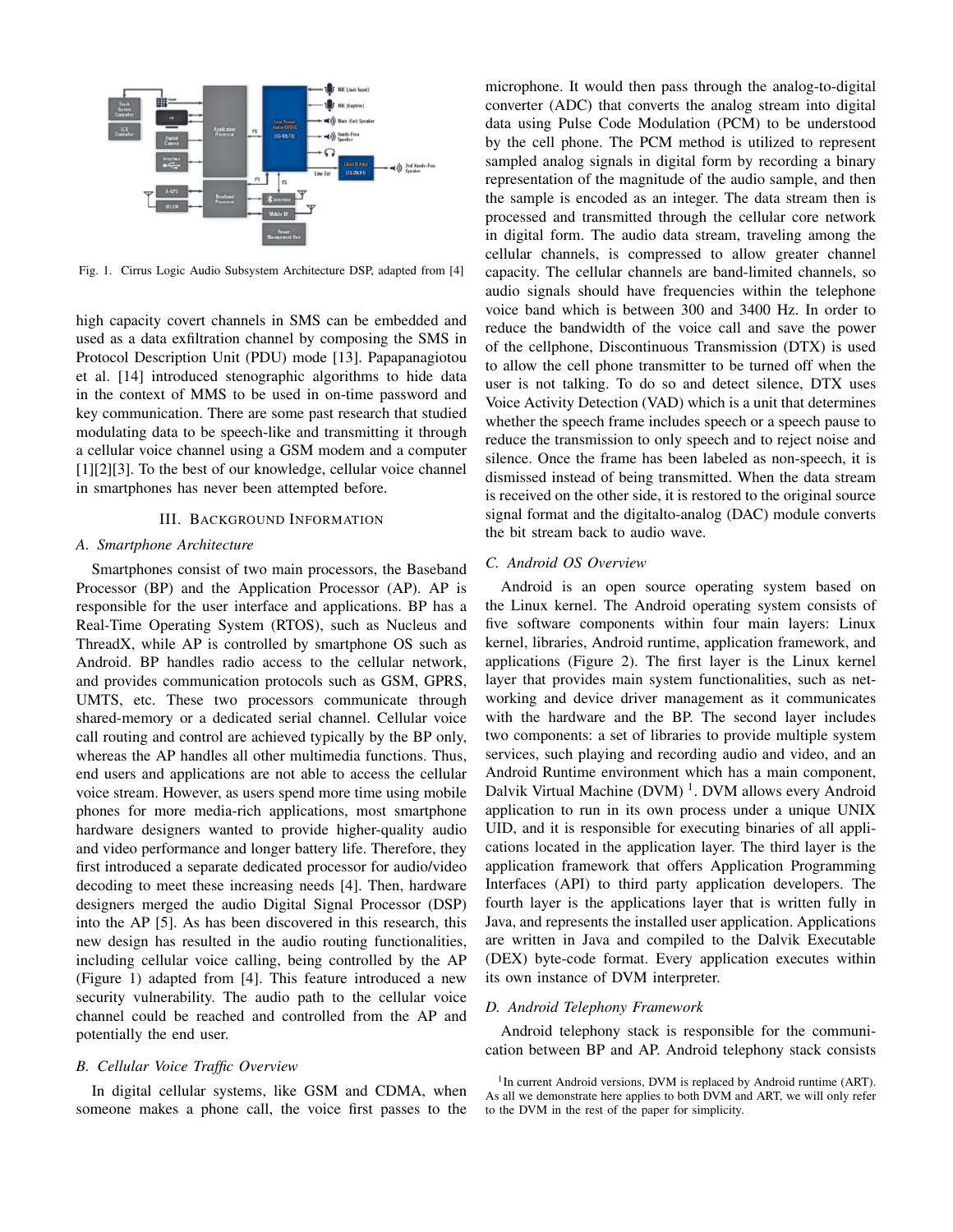Fig. 1. Cirrus Logic Audio Subsystem Architecture DSP, adapted from [4]

high capacity covert channels in SMS can be embedded and used as a data exfiltration channel by composing the SMS in Protocol Description Unit (PDU) mode [13]. Papapanagiotou et al. [14] introduced stenographic algorithms to hide data in the context of MMS to be used in on-time password and key communication. There are some past research that studied modulating data to be speech-like and transmitting it through a cellular voice channel using a GSM modem and a computer [1][2][3]. To the best of our knowledge, cellular voice channel in smartphones has never been attempted before.

## III. Background Information

### A. Smartphone Architecture

Smartphones consist of two main processors, the Baseband Processor (BP) and the Application Processor (AP). AP is responsible for the user interface and applications. BP has a Real-Time Operating System (RTOS), such as Nucleus and ThreadX, while AP is controlled by smartphone OS such as Android. BP handles radio access to the cellular network, and provides communication protocols such as GSM, GPRS, UMTS, etc. These two processors communicate through shared-memory or a dedicated serial channel. Cellular voice call routing and control are achieved typically by the BP only, whereas the AP handles all other multimedia functions. Thus, end users and applications are not able to access the cellular voice stream. However, as users spend more time using mobile phones for more media-rich applications, most smartphone hardware designers wanted to provide higher-quality audio and video performance and longer battery life. Therefore, they first introduced a separate dedicated processor for audio/video decoding to meet these increasing needs [4]. Then, hardware designers merged the audio Digital Signal Processor (DSP) into the AP [5]. As has been discovered in this research, this new design has resulted in the audio routing functionalities, including cellular voice calling, being controlled by the AP (Figure 1) adapted from [4]. This feature introduced a new security vulnerability. The audio path to the cellular voice channel could be reached and controlled from the AP and potentially the end user.

### B. Cellular Voice Traffic Overview

In digital cellular systems, like GSM and CDMA, when someone makes a phone call, the voice first passes to the microphone. It would then pass through the analog-to-digital converter (ADC) that converts the analog stream into digital data using Pulse Code Modulation (PCM) to be understood by the cell phone. The PCM method is utilized to represent sampled analog signals in digital form by recording a binary representation of the magnitude of the audio sample, and then the sample is encoded as an integer. The data stream then is processed and transmitted through the cellular core network in digital form. The audio data stream, traveling among the cellular channels, is compressed to allow greater channel capacity. The cellular channels are band-limited channels, so audio signals should have frequencies within the telephone voice band which is between 300 and 3400 Hz. In order to reduce the bandwidth of the voice call and save the power of the cellphone, Discontinuous Transmission (DTX) is used to allow the cell phone transmitter to be turned off when the user is not talking. To do so and detect silence, DTX uses Voice Activity Detection (VAD) which is a unit that determines whether the speech frame includes speech or a speech pause to reduce the transmission to only speech and to reject noise and silence. Once the frame has been labeled as non-speech, it is dismissed instead of being transmitted. When the data stream is received on the other side, it is restored to the original source signal format and the digitalto-analog (DAC) module converts the bit stream back to audio wave.

### C. Android OS Overview

Android is an open source operating system based on the Linux kernel. The Android operating system consists of five software components within four main layers: Linux kernel, libraries, Android runtime, application framework, and applications (Figure 2). The first layer is the Linux kernel layer that provides main system functionalities, such as networking and device driver management as it communicates with the hardware and the BP. The second layer includes two components: a set of libraries to provide multiple system services, such playing and recording audio and video, and an Android Runtime environment which has a main component, Dalvik Virtual Machine (DVM) [1]. DVM allows every Android application to run in its own process under a unique UNIX UID, and it is responsible for executing binaries of all applications located in the application layer. The third layer is the application framework that offers Application Programming Interfaces (API) to third party application developers. The fourth layer is the applications layer that is written fully in Java, and represents the installed user application. Applications are written in Java and compiled to the Dalvik Executable (DEX) byte-code format. Every application executes within its own instance of DVM interpreter.

### D. Android Telephony Framework

Android telephony stack is responsible for the communication between BP and AP. Android telephony stack consists

[1] In current Android versions, DVM is replaced by Android runtime (ART). As all we demonstrate here applies to both DVM and ART, we will only refer to the DVM in the rest of the paper for simplicity.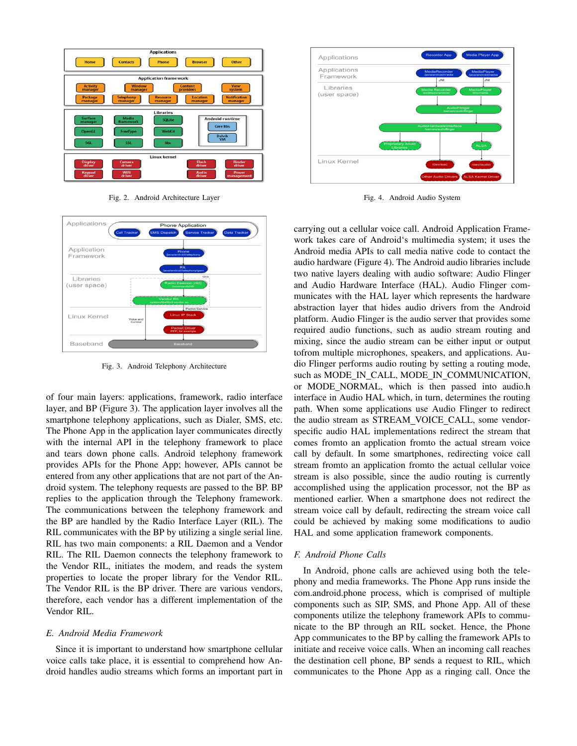Fig. 2. Android Architecture Layer

Fig. 3. Android Telephony Architecture

Fig. 4. Android Audio System

of four main layers: applications, framework, radio interface layer, and BP (Figure 3). The application layer involves all the smartphone telephony applications, such as Dialer, SMS, etc. The Phone App in the application layer communicates directly with the internal API in the telephony framework to place and tears down phone calls. Android telephony framework provides APIs for the Phone App; however, APIs cannot be entered from any other applications that are not part of the Android system. The telephony requests are passed to the BP. BP replies to the application through the Telephony framework. The communications between the telephony framework and the BP are handled by the Radio Interface Layer (RIL). The RIL communicates with the BP by utilizing a single serial line. RIL has two main components: a RIL Daemon and a Vendor RIL. The RIL Daemon connects the telephony framework to the Vendor RIL, initiates the modem, and reads the system properties to locate the proper library for the Vendor RIL. The Vendor RIL is the BP driver. There are various vendors, therefore, each vendor has a different implementation of the Vendor RIL.

### *E. Android Media Framework*

Since it is important to understand how smartphone cellular voice calls take place, it is essential to comprehend how Android handles audio streams which forms an important part in carrying out a cellular voice call. Android Application Framework takes care of Android's multimedia system; it uses the Android media APIs to call media native code to contact the audio hardware (Figure 4). The Android audio libraries include two native layers dealing with audio software: Audio Flinger and Audio Hardware Interface (HAL). Audio Flinger communicates with the HAL layer which represents the hardware abstraction layer that hides audio drivers from the Android platform. Audio Flinger is the audio server that provides some required audio functions, such as audio stream routing and mixing, since the audio stream can be either input or output tofrom multiple microphones, speakers, and applications. Audio Flinger performs audio routing by setting a routing mode, such as MODE_IN_CALL, MODE_IN_COMMUNICATION, or MODE_NORMAL, which is then passed into audio.h interface in Audio HAL which, in turn, determines the routing path. When some applications use Audio Flinger to redirect the audio stream as STREAM_VOICE_CALL, some vendor-specific audio HAL implementations redirect the stream that comes fromto an application fromto the actual stream voice call by default. In some smartphones, redirecting voice call stream fromto an application fromto the actual cellular voice stream is also possible, since the audio routing is currently accomplished using the application processor, not the BP as mentioned earlier. When a smartphone does not redirect the stream voice call by default, redirecting the stream voice call could be achieved by making some modifications to audio HAL and some application framework components.

### *F. Android Phone Calls*

In Android, phone calls are achieved using both the telephony and media frameworks. The Phone App runs inside the com.android.phone process, which is comprised of multiple components such as SIP, SMS, and Phone App. All of these components utilize the telephony framework APIs to communicate to the BP through an RIL socket. Hence, the Phone App communicates to the BP by calling the framework APIs to initiate and receive voice calls. When an incoming call reaches the destination cell phone, BP sends a request to RIL, which communicates to the Phone App as a ringing call. Once the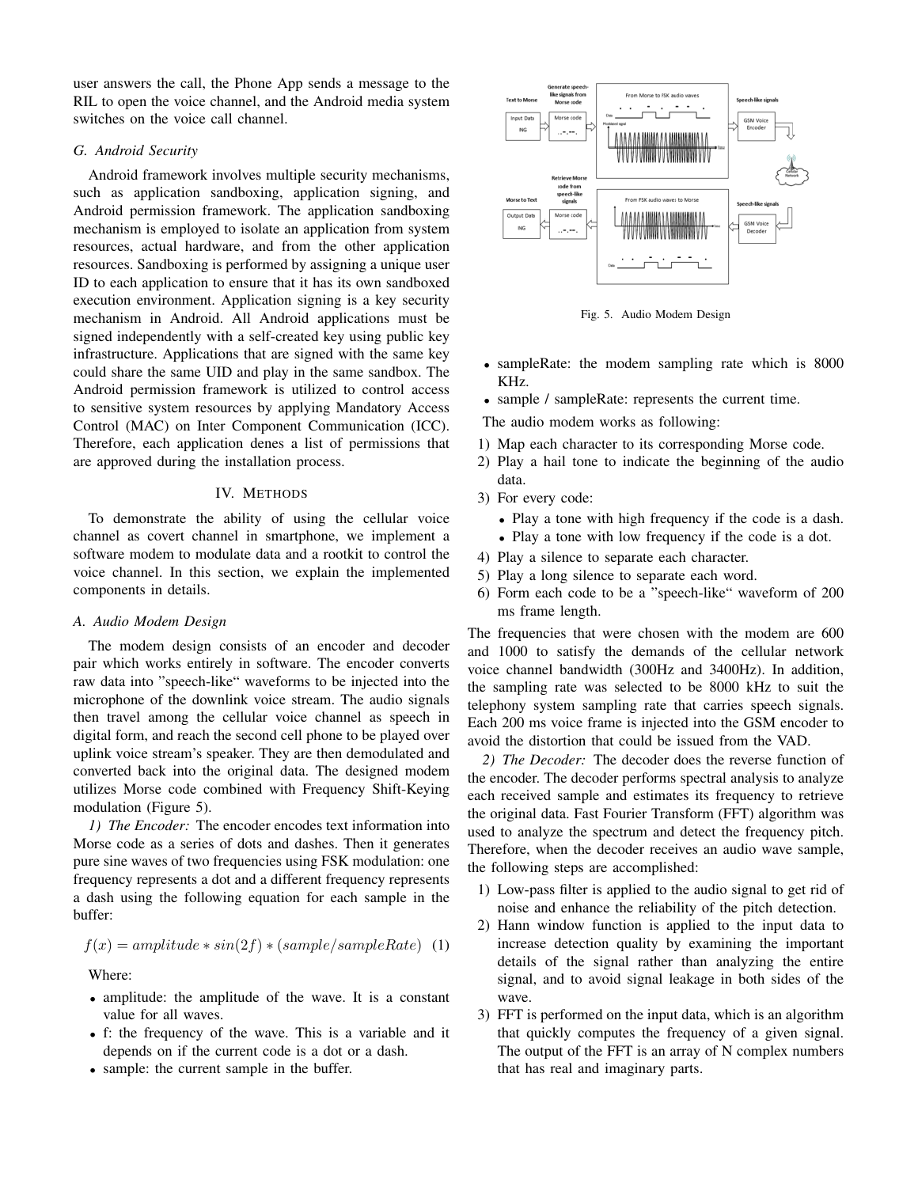user answers the call, the Phone App sends a message to the RIL to open the voice channel, and the Android media system switches on the voice call channel.

### G. Android Security

Android framework involves multiple security mechanisms, such as application sandboxing, application signing, and Android permission framework. The application sandboxing mechanism is employed to isolate an application from system resources, actual hardware, and from the other application resources. Sandboxing is performed by assigning a unique user ID to each application to ensure that it has its own sandboxed execution environment. Application signing is a key security mechanism in Android. All Android applications must be signed independently with a self-created key using public key infrastructure. Applications that are signed with the same key could share the same UID and play in the same sandbox. The Android permission framework is utilized to control access to sensitive system resources by applying Mandatory Access Control (MAC) on Inter Component Communication (ICC). Therefore, each application denes a list of permissions that are approved during the installation process.

## IV. Methods

To demonstrate the ability of using the cellular voice channel as covert channel in smartphone, we implement a software modem to modulate data and a rootkit to control the voice channel. In this section, we explain the implemented components in details.

### A. Audio Modem Design

The modem design consists of an encoder and decoder pair which works entirely in software. The encoder converts raw data into "speech-like" waveforms to be injected into the microphone of the downlink voice stream. The audio signals then travel among the cellular voice channel as speech in digital form, and reach the second cell phone to be played over uplink voice stream's speaker. They are then demodulated and converted back into the original data. The designed modem utilizes Morse code combined with Frequency Shift-Keying modulation (Figure 5).

*1) The Encoder:* The encoder encodes text information into Morse code as a series of dots and dashes. Then it generates pure sine waves of two frequencies using FSK modulation: one frequency represents a dot and a different frequency represents a dash using the following equation for each sample in the buffer:

$$f(x) = amplitude * sin(2f) * (sample/sampleRate) \quad (1)$$

Where:

- amplitude: the amplitude of the wave. It is a constant value for all waves.
- f: the frequency of the wave. This is a variable and it depends on if the current code is a dot or a dash.
- sample: the current sample in the buffer.

Fig. 5. Audio Modem Design

- sampleRate: the modem sampling rate which is 8000 KHz.
- sample / sampleRate: represents the current time.

The audio modem works as following:

1) Map each character to its corresponding Morse code.
2) Play a hail tone to indicate the beginning of the audio data.
3) For every code:
   - Play a tone with high frequency if the code is a dash.
   - Play a tone with low frequency if the code is a dot.
4) Play a silence to separate each character.
5) Play a long silence to separate each word.
6) Form each code to be a "speech-like" waveform of 200 ms frame length.

The frequencies that were chosen with the modem are 600 and 1000 to satisfy the demands of the cellular network voice channel bandwidth (300Hz and 3400Hz). In addition, the sampling rate was selected to be 8000 kHz to suit the telephony system sampling rate that carries speech signals. Each 200 ms voice frame is injected into the GSM encoder to avoid the distortion that could be issued from the VAD.

*2) The Decoder:* The decoder does the reverse function of the encoder. The decoder performs spectral analysis to analyze each received sample and estimates its frequency to retrieve the original data. Fast Fourier Transform (FFT) algorithm was used to analyze the spectrum and detect the frequency pitch. Therefore, when the decoder receives an audio wave sample, the following steps are accomplished:

1) Low-pass filter is applied to the audio signal to get rid of noise and enhance the reliability of the pitch detection.
2) Hann window function is applied to the input data to increase detection quality by examining the important details of the signal rather than analyzing the entire signal, and to avoid signal leakage in both sides of the wave.
3) FFT is performed on the input data, which is an algorithm that quickly computes the frequency of a given signal. The output of the FFT is an array of N complex numbers that has real and imaginary parts.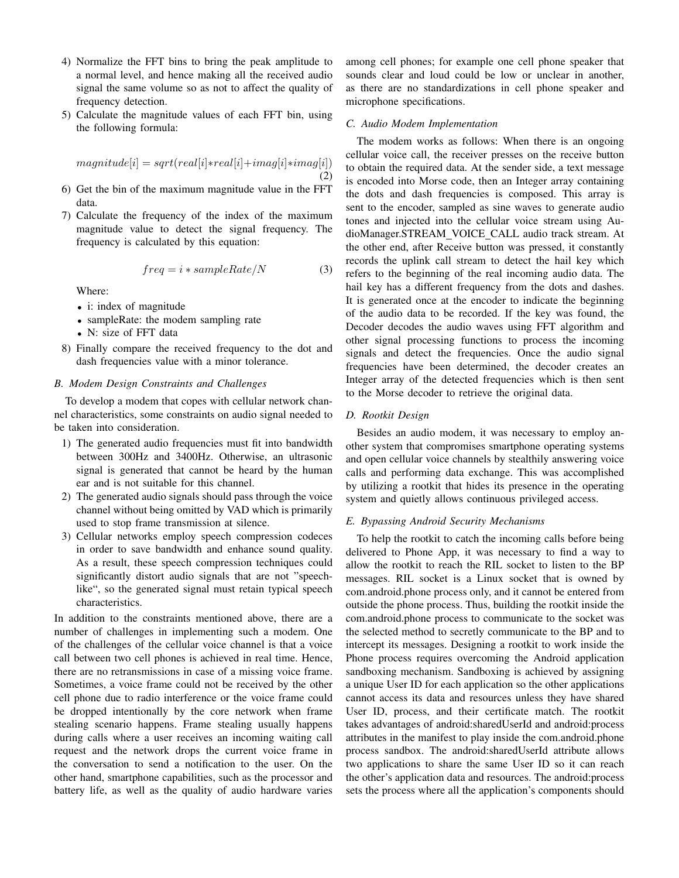4) Normalize the FFT bins to bring the peak amplitude to a normal level, and hence making all the received audio signal the same volume so as not to affect the quality of frequency detection.
5) Calculate the magnitude values of each FFT bin, using the following formula:

$$magnitude[i] = sqrt(real[i]*real[i]+imag[i]*imag[i]) \tag{2}$$

6) Get the bin of the maximum magnitude value in the FFT data.
7) Calculate the frequency of the index of the maximum magnitude value to detect the signal frequency. The frequency is calculated by this equation:

$$freq = i * sampleRate/N \tag{3}$$

Where:

- i: index of magnitude
- sampleRate: the modem sampling rate
- N: size of FFT data

8) Finally compare the received frequency to the dot and dash frequencies value with a minor tolerance.

### B. Modem Design Constraints and Challenges

To develop a modem that copes with cellular network channel characteristics, some constraints on audio signal needed to be taken into consideration.

1) The generated audio frequencies must fit into bandwidth between 300Hz and 3400Hz. Otherwise, an ultrasonic signal is generated that cannot be heard by the human ear and is not suitable for this channel.
2) The generated audio signals should pass through the voice channel without being omitted by VAD which is primarily used to stop frame transmission at silence.
3) Cellular networks employ speech compression codeces in order to save bandwidth and enhance sound quality. As a result, these speech compression techniques could significantly distort audio signals that are not "speech-like", so the generated signal must retain typical speech characteristics.

In addition to the constraints mentioned above, there are a number of challenges in implementing such a modem. One of the challenges of the cellular voice channel is that a voice call between two cell phones is achieved in real time. Hence, there are no retransmissions in case of a missing voice frame. Sometimes, a voice frame could not be received by the other cell phone due to radio interference or the voice frame could be dropped intentionally by the core network when frame stealing scenario happens. Frame stealing usually happens during calls where a user receives an incoming waiting call request and the network drops the current voice frame in the conversation to send a notification to the user. On the other hand, smartphone capabilities, such as the processor and battery life, as well as the quality of audio hardware varies among cell phones; for example one cell phone speaker that sounds clear and loud could be low or unclear in another, as there are no standardizations in cell phone speaker and microphone specifications.

### C. Audio Modem Implementation

The modem works as follows: When there is an ongoing cellular voice call, the receiver presses on the receive button to obtain the required data. At the sender side, a text message is encoded into Morse code, then an Integer array containing the dots and dash frequencies is composed. This array is sent to the encoder, sampled as sine waves to generate audio tones and injected into the cellular voice stream using AudioManager.STREAM_VOICE_CALL audio track stream. At the other end, after Receive button was pressed, it constantly records the uplink call stream to detect the hail key which refers to the beginning of the real incoming audio data. The hail key has a different frequency from the dots and dashes. It is generated once at the encoder to indicate the beginning of the audio data to be recorded. If the key was found, the Decoder decodes the audio waves using FFT algorithm and other signal processing functions to process the incoming signals and detect the frequencies. Once the audio signal frequencies have been determined, the decoder creates an Integer array of the detected frequencies which is then sent to the Morse decoder to retrieve the original data.

### D. Rootkit Design

Besides an audio modem, it was necessary to employ another system that compromises smartphone operating systems and open cellular voice channels by stealthily answering voice calls and performing data exchange. This was accomplished by utilizing a rootkit that hides its presence in the operating system and quietly allows continuous privileged access.

### E. Bypassing Android Security Mechanisms

To help the rootkit to catch the incoming calls before being delivered to Phone App, it was necessary to find a way to allow the rootkit to reach the RIL socket to listen to the BP messages. RIL socket is a Linux socket that is owned by com.android.phone process only, and it cannot be entered from outside the phone process. Thus, building the rootkit inside the com.android.phone process to communicate to the socket was the selected method to secretly communicate to the BP and to intercept its messages. Designing a rootkit to work inside the Phone process requires overcoming the Android application sandboxing mechanism. Sandboxing is achieved by assigning a unique User ID for each application so the other applications cannot access its data and resources unless they have shared User ID, process, and their certificate match. The rootkit takes advantages of android:sharedUserId and android:process attributes in the manifest to play inside the com.android.phone process sandbox. The android:sharedUserId attribute allows two applications to share the same User ID so it can reach the other's application data and resources. The android:process sets the process where all the application's components should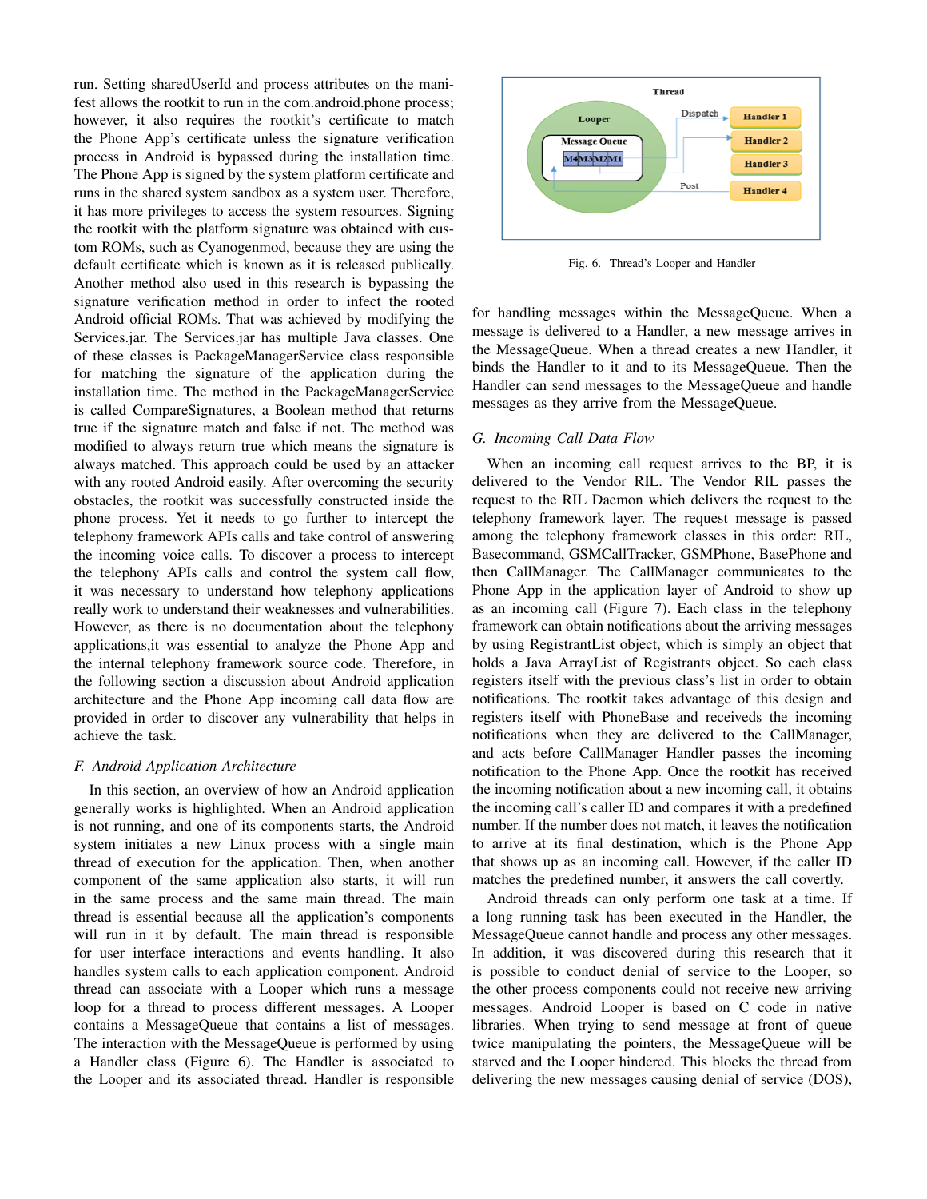run. Setting sharedUserId and process attributes on the manifest allows the rootkit to run in the com.android.phone process; however, it also requires the rootkit's certificate to match the Phone App's certificate unless the signature verification process in Android is bypassed during the installation time. The Phone App is signed by the system platform certificate and runs in the shared system sandbox as a system user. Therefore, it has more privileges to access the system resources. Signing the rootkit with the platform signature was obtained with custom ROMs, such as Cyanogenmod, because they are using the default certificate which is known as it is released publically. Another method also used in this research is bypassing the signature verification method in order to infect the rooted Android official ROMs. That was achieved by modifying the Services.jar. The Services.jar has multiple Java classes. One of these classes is PackageManagerService class responsible for matching the signature of the application during the installation time. The method in the PackageManagerService is called CompareSignatures, a Boolean method that returns true if the signature match and false if not. The method was modified to always return true which means the signature is always matched. This approach could be used by an attacker with any rooted Android easily. After overcoming the security obstacles, the rootkit was successfully constructed inside the phone process. Yet it needs to go further to intercept the telephony framework APIs calls and take control of answering the incoming voice calls. To discover a process to intercept the telephony APIs calls and control the system call flow, it was necessary to understand how telephony applications really work to understand their weaknesses and vulnerabilities. However, as there is no documentation about the telephony applications,it was essential to analyze the Phone App and the internal telephony framework source code. Therefore, in the following section a discussion about Android application architecture and the Phone App incoming call data flow are provided in order to discover any vulnerability that helps in achieve the task.

### *F. Android Application Architecture*

In this section, an overview of how an Android application generally works is highlighted. When an Android application is not running, and one of its components starts, the Android system initiates a new Linux process with a single main thread of execution for the application. Then, when another component of the same application also starts, it will run in the same process and the same main thread. The main thread is essential because all the application's components will run in it by default. The main thread is responsible for user interface interactions and events handling. It also handles system calls to each application component. Android thread can associate with a Looper which runs a message loop for a thread to process different messages. A Looper contains a MessageQueue that contains a list of messages. The interaction with the MessageQueue is performed by using a Handler class (Figure 6). The Handler is associated to the Looper and its associated thread. Handler is responsible for handling messages within the MessageQueue. When a message is delivered to a Handler, a new message arrives in the MessageQueue. When a thread creates a new Handler, it binds the Handler to it and to its MessageQueue. Then the Handler can send messages to the MessageQueue and handle messages as they arrive from the MessageQueue.

Fig. 6. Thread's Looper and Handler

### *G. Incoming Call Data Flow*

When an incoming call request arrives to the BP, it is delivered to the Vendor RIL. The Vendor RIL passes the request to the RIL Daemon which delivers the request to the telephony framework layer. The request message is passed among the telephony framework classes in this order: RIL, Basecommand, GSMCallTracker, GSMPhone, BasePhone and then CallManager. The CallManager communicates to the Phone App in the application layer of Android to show up as an incoming call (Figure 7). Each class in the telephony framework can obtain notifications about the arriving messages by using RegistrantList object, which is simply an object that holds a Java ArrayList of Registrants object. So each class registers itself with the previous class's list in order to obtain notifications. The rootkit takes advantage of this design and registers itself with PhoneBase and receiveds the incoming notifications when they are delivered to the CallManager, and acts before CallManager Handler passes the incoming notification to the Phone App. Once the rootkit has received the incoming notification about a new incoming call, it obtains the incoming call's caller ID and compares it with a predefined number. If the number does not match, it leaves the notification to arrive at its final destination, which is the Phone App that shows up as an incoming call. However, if the caller ID matches the predefined number, it answers the call covertly.

Android threads can only perform one task at a time. If a long running task has been executed in the Handler, the MessageQueue cannot handle and process any other messages. In addition, it was discovered during this research that it is possible to conduct denial of service to the Looper, so the other process components could not receive new arriving messages. Android Looper is based on C code in native libraries. When trying to send message at front of queue twice manipulating the pointers, the MessageQueue will be starved and the Looper hindered. This blocks the thread from delivering the new messages causing denial of service (DOS),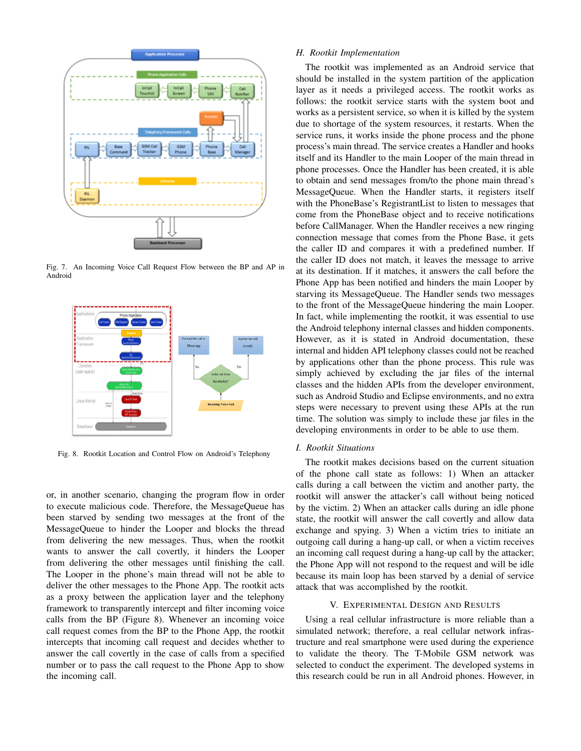Fig. 7. An Incoming Voice Call Request Flow between the BP and AP in Android

Fig. 8. Rootkit Location and Control Flow on Android's Telephony

or, in another scenario, changing the program flow in order to execute malicious code. Therefore, the MessageQueue has been starved by sending two messages at the front of the MessageQueue to hinder the Looper and blocks the thread from delivering the new messages. Thus, when the rootkit wants to answer the call covertly, it hinders the Looper from delivering the other messages until finishing the call. The Looper in the phone's main thread will not be able to deliver the other messages to the Phone App. The rootkit acts as a proxy between the application layer and the telephony framework to transparently intercept and filter incoming voice calls from the BP (Figure 8). Whenever an incoming voice call request comes from the BP to the Phone App, the rootkit intercepts that incoming call request and decides whether to answer the call covertly in the case of calls from a specified number or to pass the call request to the Phone App to show the incoming call.

### H. Rootkit Implementation

The rootkit was implemented as an Android service that should be installed in the system partition of the application layer as it needs a privileged access. The rootkit works as follows: the rootkit service starts with the system boot and works as a persistent service, so when it is killed by the system due to shortage of the system resources, it restarts. When the service runs, it works inside the phone process and the phone process's main thread. The service creates a Handler and hooks itself and its Handler to the main Looper of the main thread in phone processes. Once the Handler has been created, it is able to obtain and send messages from/to the phone main thread's MessageQueue. When the Handler starts, it registers itself with the PhoneBase's RegistrantList to listen to messages that come from the PhoneBase object and to receive notifications before CallManager. When the Handler receives a new ringing connection message that comes from the Phone Base, it gets the caller ID and compares it with a predefined number. If the caller ID does not match, it leaves the message to arrive at its destination. If it matches, it answers the call before the Phone App has been notified and hinders the main Looper by starving its MessageQueue. The Handler sends two messages to the front of the MessageQueue hindering the main Looper. In fact, while implementing the rootkit, it was essential to use the Android telephony internal classes and hidden components. However, as it is stated in Android documentation, these internal and hidden API telephony classes could not be reached by applications other than the phone process. This rule was simply achieved by excluding the jar files of the internal classes and the hidden APIs from the developer environment, such as Android Studio and Eclipse environments, and no extra steps were necessary to prevent using these APIs at the run time. The solution was simply to include these jar files in the developing environments in order to be able to use them.

### I. Rootkit Situations

The rootkit makes decisions based on the current situation of the phone call state as follows: 1) When an attacker calls during a call between the victim and another party, the rootkit will answer the attacker's call without being noticed by the victim. 2) When an attacker calls during an idle phone state, the rootkit will answer the call covertly and allow data exchange and spying. 3) When a victim tries to initiate an outgoing call during a hang-up call, or when a victim receives an incoming call request during a hang-up call by the attacker; the Phone App will not respond to the request and will be idle because its main loop has been starved by a denial of service attack that was accomplished by the rootkit.

## V. Experimental Design and Results

Using a real cellular infrastructure is more reliable than a simulated network; therefore, a real cellular network infrastructure and real smartphone were used during the experience to validate the theory. The T-Mobile GSM network was selected to conduct the experiment. The developed systems in this research could be run in all Android phones. However, in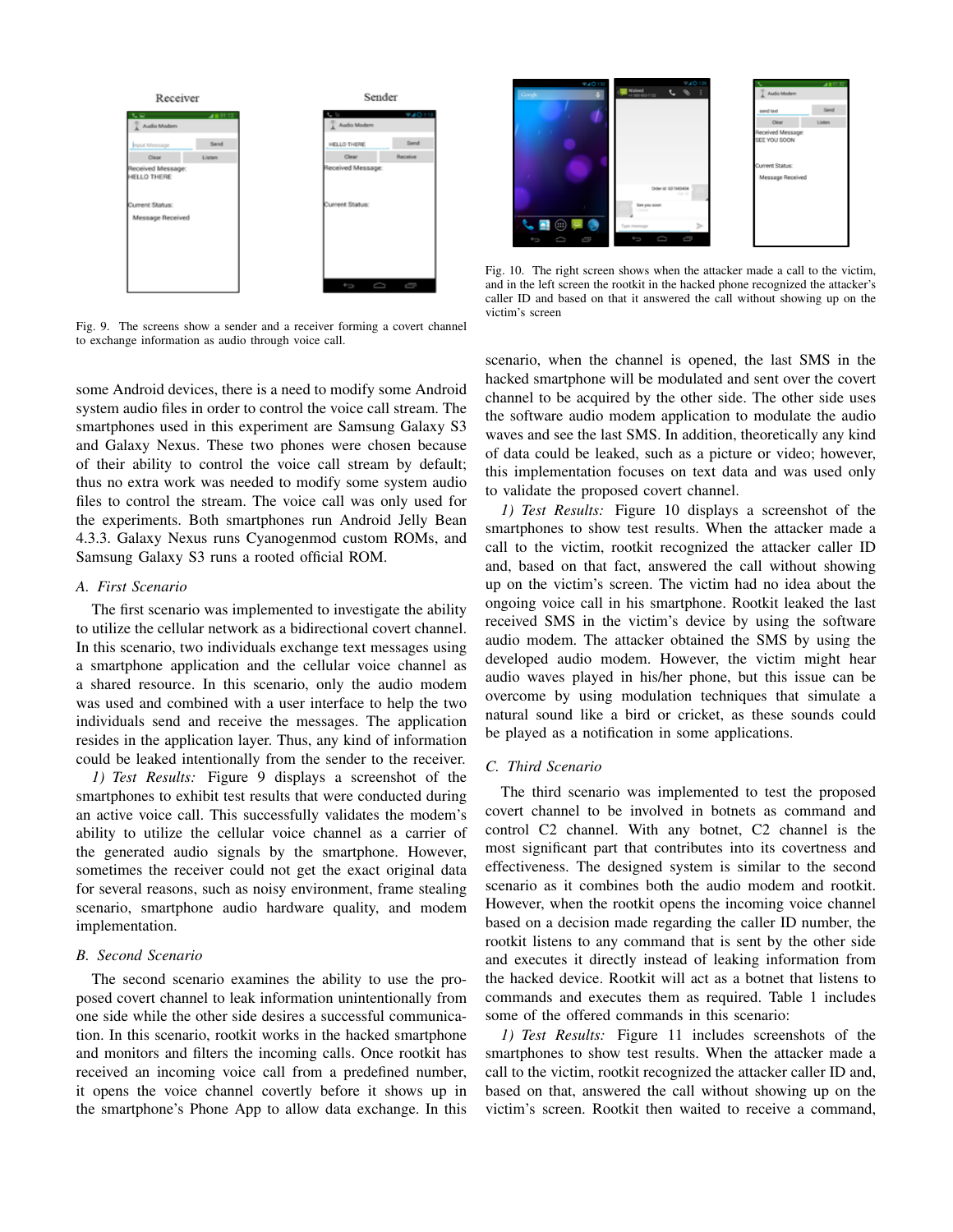Fig. 9. The screens show a sender and a receiver forming a covert channel to exchange information as audio through voice call.

Fig. 10. The right screen shows when the attacker made a call to the victim, and in the left screen the rootkit in the hacked phone recognized the attacker's caller ID and based on that it answered the call without showing up on the victim's screen

some Android devices, there is a need to modify some Android system audio files in order to control the voice call stream. The smartphones used in this experiment are Samsung Galaxy S3 and Galaxy Nexus. These two phones were chosen because of their ability to control the voice call stream by default; thus no extra work was needed to modify some system audio files to control the stream. The voice call was only used for the experiments. Both smartphones run Android Jelly Bean 4.3.3. Galaxy Nexus runs Cyanogenmod custom ROMs, and Samsung Galaxy S3 runs a rooted official ROM.

### A. First Scenario

The first scenario was implemented to investigate the ability to utilize the cellular network as a bidirectional covert channel. In this scenario, two individuals exchange text messages using a smartphone application and the cellular voice channel as a shared resource. In this scenario, only the audio modem was used and combined with a user interface to help the two individuals send and receive the messages. The application resides in the application layer. Thus, any kind of information could be leaked intentionally from the sender to the receiver.

*1) Test Results:* Figure 9 displays a screenshot of the smartphones to exhibit test results that were conducted during an active voice call. This successfully validates the modem's ability to utilize the cellular voice channel as a carrier of the generated audio signals by the smartphone. However, sometimes the receiver could not get the exact original data for several reasons, such as noisy environment, frame stealing scenario, smartphone audio hardware quality, and modem implementation.

### B. Second Scenario

The second scenario examines the ability to use the proposed covert channel to leak information unintentionally from one side while the other side desires a successful communication. In this scenario, rootkit works in the hacked smartphone and monitors and filters the incoming calls. Once rootkit has received an incoming voice call from a predefined number, it opens the voice channel covertly before it shows up in the smartphone's Phone App to allow data exchange. In this scenario, when the channel is opened, the last SMS in the hacked smartphone will be modulated and sent over the covert channel to be acquired by the other side. The other side uses the software audio modem application to modulate the audio waves and see the last SMS. In addition, theoretically any kind of data could be leaked, such as a picture or video; however, this implementation focuses on text data and was used only to validate the proposed covert channel.

*1) Test Results:* Figure 10 displays a screenshot of the smartphones to show test results. When the attacker made a call to the victim, rootkit recognized the attacker caller ID and, based on that fact, answered the call without showing up on the victim's screen. The victim had no idea about the ongoing voice call in his smartphone. Rootkit leaked the last received SMS in the victim's device by using the software audio modem. The attacker obtained the SMS by using the developed audio modem. However, the victim might hear audio waves played in his/her phone, but this issue can be overcome by using modulation techniques that simulate a natural sound like a bird or cricket, as these sounds could be played as a notification in some applications.

### C. Third Scenario

The third scenario was implemented to test the proposed covert channel to be involved in botnets as command and control C2 channel. With any botnet, C2 channel is the most significant part that contributes into its covertness and effectiveness. The designed system is similar to the second scenario as it combines both the audio modem and rootkit. However, when the rootkit opens the incoming voice channel based on a decision made regarding the caller ID number, the rootkit listens to any command that is sent by the other side and executes it directly instead of leaking information from the hacked device. Rootkit will act as a botnet that listens to commands and executes them as required. Table 1 includes some of the offered commands in this scenario:

*1) Test Results:* Figure 11 includes screenshots of the smartphones to show test results. When the attacker made a call to the victim, rootkit recognized the attacker caller ID and, based on that, answered the call without showing up on the victim's screen. Rootkit then waited to receive a command,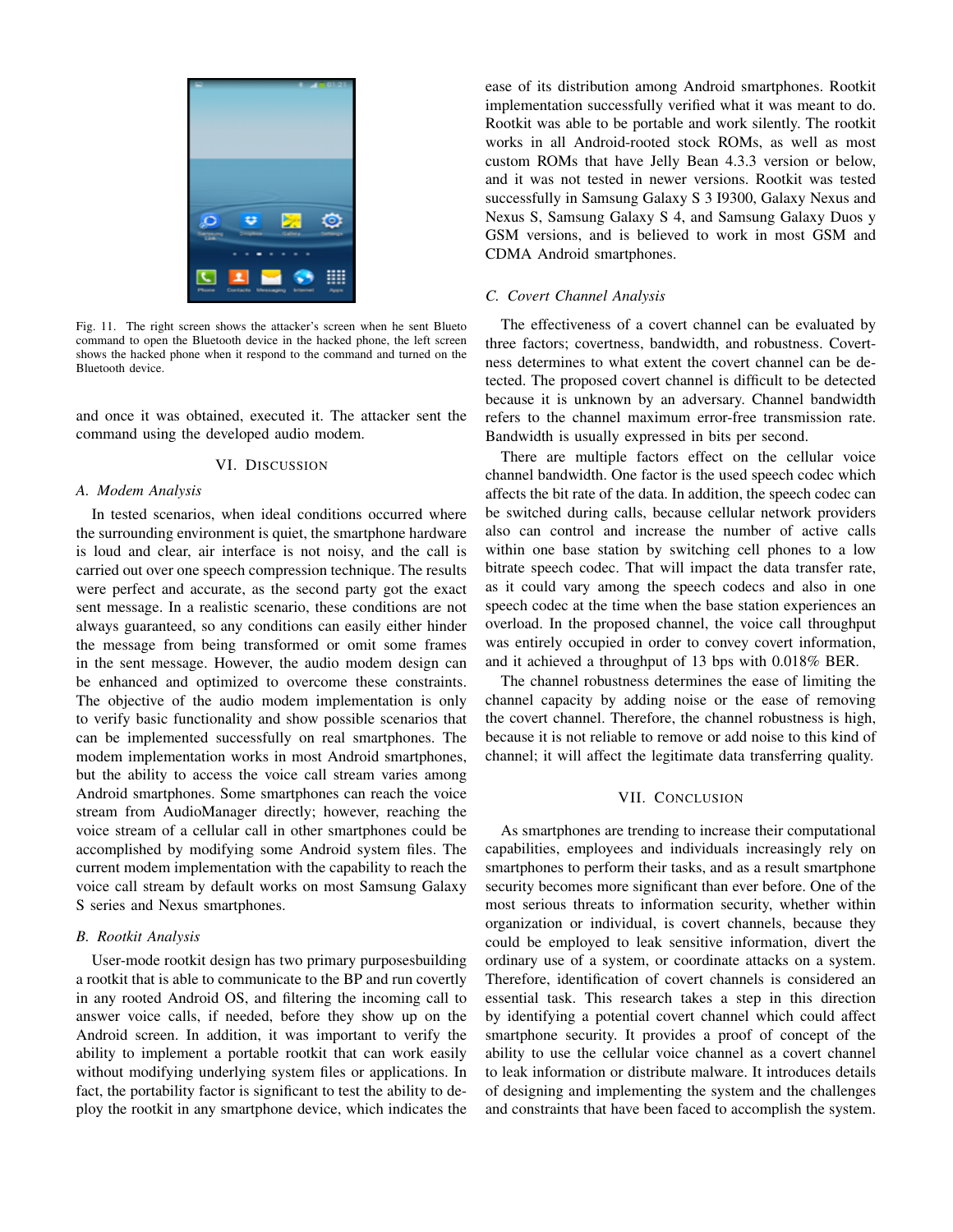Fig. 11. The right screen shows the attacker's screen when he sent Blueto command to open the Bluetooth device in the hacked phone, the left screen shows the hacked phone when it respond to the command and turned on the Bluetooth device.

and once it was obtained, executed it. The attacker sent the command using the developed audio modem.

## VI. Discussion

### A. Modem Analysis

In tested scenarios, when ideal conditions occurred where the surrounding environment is quiet, the smartphone hardware is loud and clear, air interface is not noisy, and the call is carried out over one speech compression technique. The results were perfect and accurate, as the second party got the exact sent message. In a realistic scenario, these conditions are not always guaranteed, so any conditions can easily either hinder the message from being transformed or omit some frames in the sent message. However, the audio modem design can be enhanced and optimized to overcome these constraints. The objective of the audio modem implementation is only to verify basic functionality and show possible scenarios that can be implemented successfully on real smartphones. The modem implementation works in most Android smartphones, but the ability to access the voice call stream varies among Android smartphones. Some smartphones can reach the voice stream from AudioManager directly; however, reaching the voice stream of a cellular call in other smartphones could be accomplished by modifying some Android system files. The current modem implementation with the capability to reach the voice call stream by default works on most Samsung Galaxy S series and Nexus smartphones.

### B. Rootkit Analysis

User-mode rootkit design has two primary purposesbuilding a rootkit that is able to communicate to the BP and run covertly in any rooted Android OS, and filtering the incoming call to answer voice calls, if needed, before they show up on the Android screen. In addition, it was important to verify the ability to implement a portable rootkit that can work easily without modifying underlying system files or applications. In fact, the portability factor is significant to test the ability to deploy the rootkit in any smartphone device, which indicates the ease of its distribution among Android smartphones. Rootkit implementation successfully verified what it was meant to do. Rootkit was able to be portable and work silently. The rootkit works in all Android-rooted stock ROMs, as well as most custom ROMs that have Jelly Bean 4.3.3 version or below, and it was not tested in newer versions. Rootkit was tested successfully in Samsung Galaxy S 3 I9300, Galaxy Nexus and Nexus S, Samsung Galaxy S 4, and Samsung Galaxy Duos y GSM versions, and is believed to work in most GSM and CDMA Android smartphones.

### C. Covert Channel Analysis

The effectiveness of a covert channel can be evaluated by three factors; covertness, bandwidth, and robustness. Covertness determines to what extent the covert channel can be detected. The proposed covert channel is difficult to be detected because it is unknown by an adversary. Channel bandwidth refers to the channel maximum error-free transmission rate. Bandwidth is usually expressed in bits per second.

There are multiple factors effect on the cellular voice channel bandwidth. One factor is the used speech codec which affects the bit rate of the data. In addition, the speech codec can be switched during calls, because cellular network providers also can control and increase the number of active calls within one base station by switching cell phones to a low bitrate speech codec. That will impact the data transfer rate, as it could vary among the speech codecs and also in one speech codec at the time when the base station experiences an overload. In the proposed channel, the voice call throughput was entirely occupied in order to convey covert information, and it achieved a throughput of 13 bps with 0.018% BER.

The channel robustness determines the ease of limiting the channel capacity by adding noise or the ease of removing the covert channel. Therefore, the channel robustness is high, because it is not reliable to remove or add noise to this kind of channel; it will affect the legitimate data transferring quality.

## VII. Conclusion

As smartphones are trending to increase their computational capabilities, employees and individuals increasingly rely on smartphones to perform their tasks, and as a result smartphone security becomes more significant than ever before. One of the most serious threats to information security, whether within organization or individual, is covert channels, because they could be employed to leak sensitive information, divert the ordinary use of a system, or coordinate attacks on a system. Therefore, identification of covert channels is considered an essential task. This research takes a step in this direction by identifying a potential covert channel which could affect smartphone security. It provides a proof of concept of the ability to use the cellular voice channel as a covert channel to leak information or distribute malware. It introduces details of designing and implementing the system and the challenges and constraints that have been faced to accomplish the system.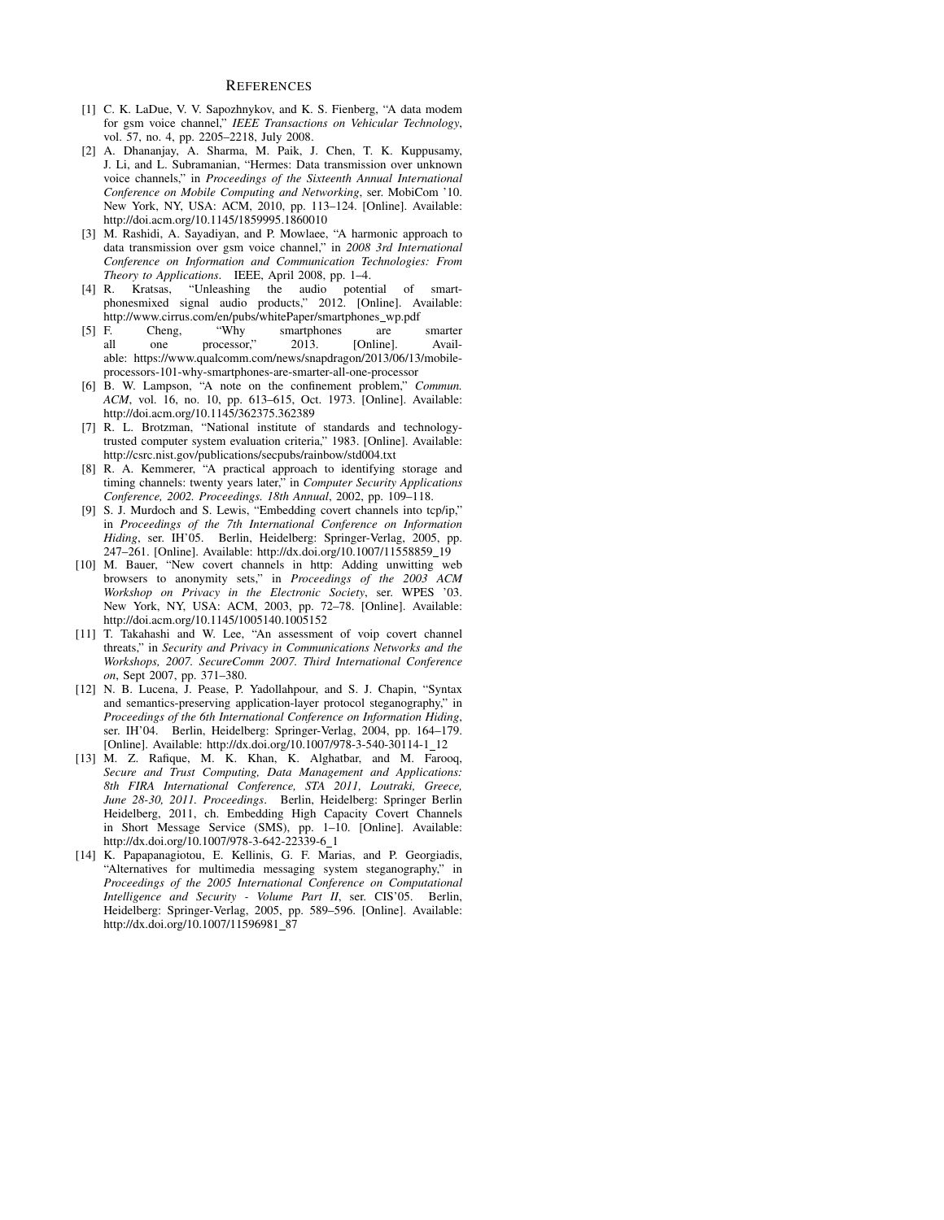## References

[1] C. K. LaDue, V. V. Sapozhnykov, and K. S. Fienberg, "A data modem for gsm voice channel," *IEEE Transactions on Vehicular Technology*, vol. 57, no. 4, pp. 2205–2218, July 2008.

[2] A. Dhananjay, A. Sharma, M. Paik, J. Chen, T. K. Kuppusamy, J. Li, and L. Subramanian, "Hermes: Data transmission over unknown voice channels," in *Proceedings of the Sixteenth Annual International Conference on Mobile Computing and Networking*, ser. MobiCom '10. New York, NY, USA: ACM, 2010, pp. 113–124. [Online]. Available: http://doi.acm.org/10.1145/1859995.1860010

[3] M. Rashidi, A. Sayadiyan, and P. Mowlaee, "A harmonic approach to data transmission over gsm voice channel," in *2008 3rd International Conference on Information and Communication Technologies: From Theory to Applications*. IEEE, April 2008, pp. 1–4.

[4] R. Kratsas, "Unleashing the audio potential of smartphonesmixed signal audio products," 2012. [Online]. Available: http://www.cirrus.com/en/pubs/whitePaper/smartphones_wp.pdf

[5] F. Cheng, "Why smartphones are smarter all one processor," 2013. [Online]. Available: https://www.qualcomm.com/news/snapdragon/2013/06/13/mobile-processors-101-why-smartphones-are-smarter-all-one-processor

[6] B. W. Lampson, "A note on the confinement problem," *Commun. ACM*, vol. 16, no. 10, pp. 613–615, Oct. 1973. [Online]. Available: http://doi.acm.org/10.1145/362375.362389

[7] R. L. Brotzman, "National institute of standards and technology-trusted computer system evaluation criteria," 1983. [Online]. Available: http://csrc.nist.gov/publications/secpubs/rainbow/std004.txt

[8] R. A. Kemmerer, "A practical approach to identifying storage and timing channels: twenty years later," in *Computer Security Applications Conference, 2002. Proceedings. 18th Annual*, 2002, pp. 109–118.

[9] S. J. Murdoch and S. Lewis, "Embedding covert channels into tcp/ip," in *Proceedings of the 7th International Conference on Information Hiding*, ser. IH'05. Berlin, Heidelberg: Springer-Verlag, 2005, pp. 247–261. [Online]. Available: http://dx.doi.org/10.1007/11558859_19

[10] M. Bauer, "New covert channels in http: Adding unwitting web browsers to anonymity sets," in *Proceedings of the 2003 ACM Workshop on Privacy in the Electronic Society*, ser. WPES '03. New York, NY, USA: ACM, 2003, pp. 72–78. [Online]. Available: http://doi.acm.org/10.1145/1005140.1005152

[11] T. Takahashi and W. Lee, "An assessment of voip covert channel threats," in *Security and Privacy in Communications Networks and the Workshops, 2007. SecureComm 2007. Third International Conference on*, Sept 2007, pp. 371–380.

[12] N. B. Lucena, J. Pease, P. Yadollahpour, and S. J. Chapin, "Syntax and semantics-preserving application-layer protocol steganography," in *Proceedings of the 6th International Conference on Information Hiding*, ser. IH'04. Berlin, Heidelberg: Springer-Verlag, 2004, pp. 164–179. [Online]. Available: http://dx.doi.org/10.1007/978-3-540-30114-1_12

[13] M. Z. Rafique, M. K. Khan, K. Alghatbar, and M. Farooq, *Secure and Trust Computing, Data Management and Applications: 8th FIRA International Conference, STA 2011, Loutraki, Greece, June 28-30, 2011. Proceedings*. Berlin, Heidelberg: Springer Berlin Heidelberg, 2011, ch. Embedding High Capacity Covert Channels in Short Message Service (SMS), pp. 1–10. [Online]. Available: http://dx.doi.org/10.1007/978-3-642-22339-6_1

[14] K. Papapanagiotou, E. Kellinis, G. F. Marias, and P. Georgiadis, "Alternatives for multimedia messaging system steganography," in *Proceedings of the 2005 International Conference on Computational Intelligence and Security - Volume Part II*, ser. CIS'05. Berlin, Heidelberg: Springer-Verlag, 2005, pp. 589–596. [Online]. Available: http://dx.doi.org/10.1007/11596981_87